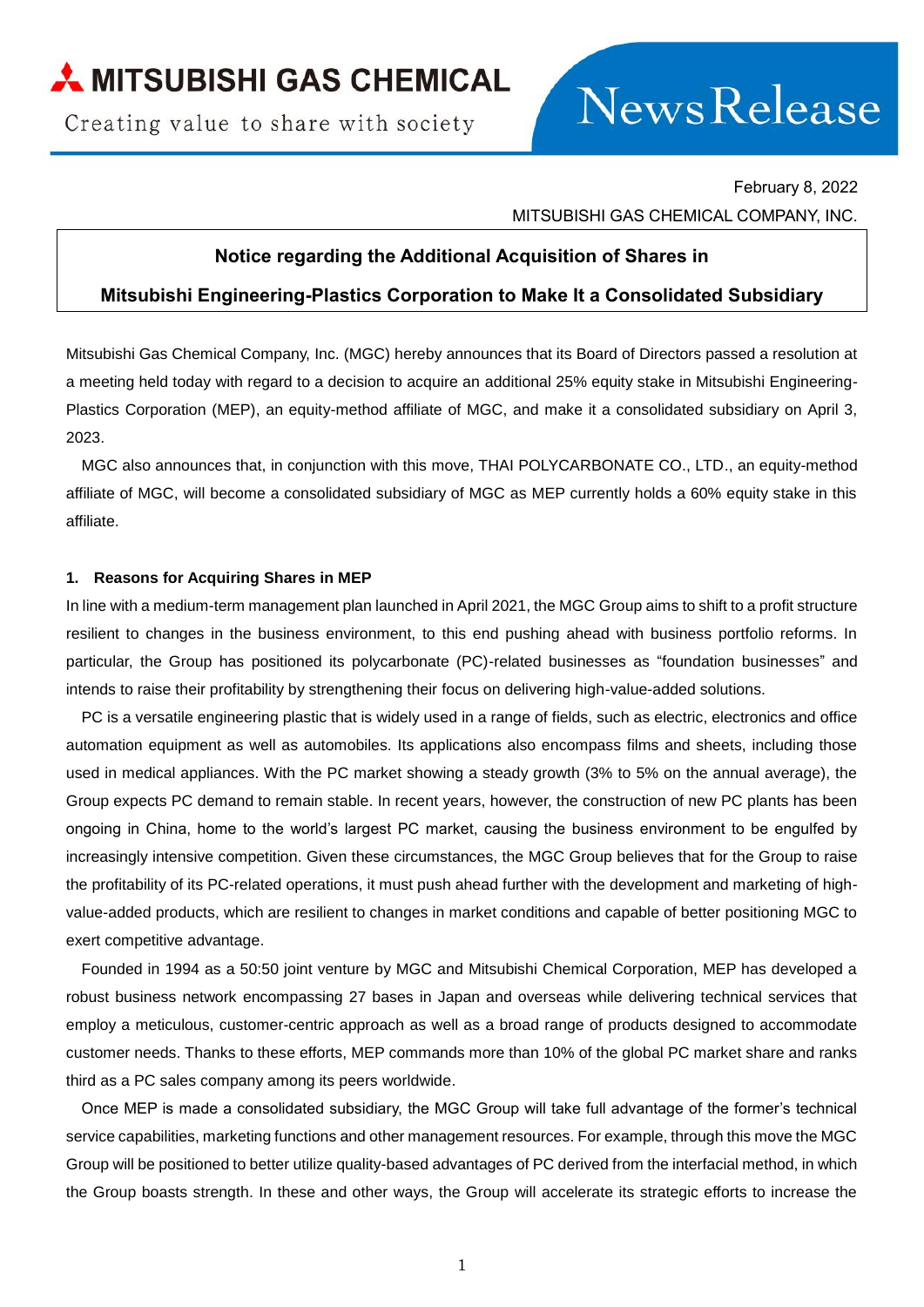**MITSUBISHI GAS CHEMICAL**

Creating value to share with society

News Release

February 8, 2022

MITSUBISHI GAS CHEMICAL COMPANY, INC.

# Notice regarding the Additional Acquisition of Shares in Mitsubishi Engineering-Plastics Corporation to Make It a Consolidated Subsidiary

Mitsubishi Gas Chemical Company, Inc. (MGC) hereby announces that its Board of Directors passed a resolution at a meeting held today with regard to a decision to acquire an additional 25% equity stake in Mitsubishi Engineering-Plastics Corporation (MEP), an equity-method affiliate of MGC, and make it a consolidated subsidiary on April 3, 2023.

MGC also announces that, in conjunction with this move, THAI POLYCARBONATE CO., LTD., an equity-method affiliate of MGC, will become a consolidated subsidiary of MGC as MEP currently holds a 60% equity stake in this affiliate.

## 1. Reasons for Acquiring Shares in MEP

In line with a medium-term management plan launched in April 2021, the MGC Group aims to shift to a profit structure resilient to changes in the business environment, to this end pushing ahead with business portfolio reforms. In particular, the Group has positioned its polycarbonate (PC)-related businesses as "foundation businesses" and intends to raise their profitability by strengthening their focus on delivering high-value-added solutions.

PC is a versatile engineering plastic that is widely used in a range of fields, such as electric, electronics and office automation equipment as well as automobiles. Its applications also encompass films and sheets, including those used in medical appliances. With the PC market showing a steady growth (3% to 5% on the annual average), the Group expects PC demand to remain stable. In recent years, however, the construction of new PC plants has been ongoing in China, home to the world's largest PC market, causing the business environment to be engulfed by increasingly intensive competition. Given these circumstances, the MGC Group believes that for the Group to raise the profitability of its PC-related operations, it must push ahead further with the development and marketing of high-value-added products, which are resilient to changes in market conditions and capable of better positioning MGC to exert competitive advantage.

Founded in 1994 as a 50:50 joint venture by MGC and Mitsubishi Chemical Corporation, MEP has developed a robust business network encompassing 27 bases in Japan and overseas while delivering technical services that employ a meticulous, customer-centric approach as well as a broad range of products designed to accommodate customer needs. Thanks to these efforts, MEP commands more than 10% of the global PC market share and ranks third as a PC sales company among its peers worldwide.

Once MEP is made a consolidated subsidiary, the MGC Group will take full advantage of the former's technical service capabilities, marketing functions and other management resources. For example, through this move the MGC Group will be positioned to better utilize quality-based advantages of PC derived from the interfacial method, in which the Group boasts strength. In these and other ways, the Group will accelerate its strategic efforts to increase the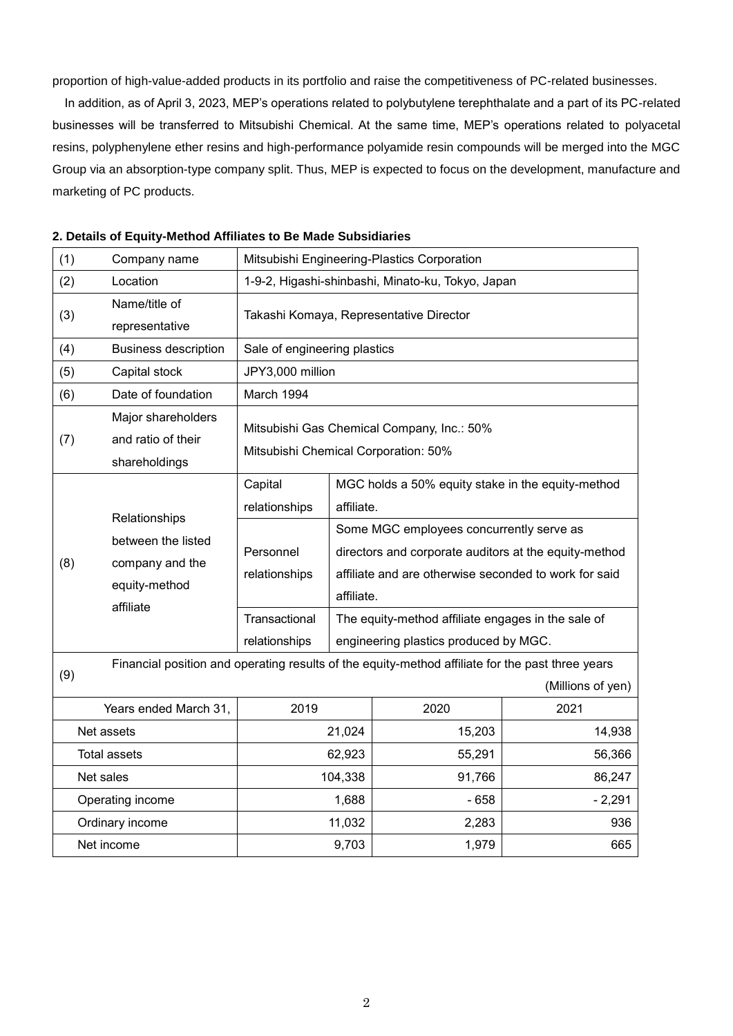proportion of high-value-added products in its portfolio and raise the competitiveness of PC-related businesses.

In addition, as of April 3, 2023, MEP's operations related to polybutylene terephthalate and a part of its PC-related businesses will be transferred to Mitsubishi Chemical. At the same time, MEP's operations related to polyacetal resins, polyphenylene ether resins and high-performance polyamide resin compounds will be merged into the MGC Group via an absorption-type company split. Thus, MEP is expected to focus on the development, manufacture and marketing of PC products.

**2. Details of Equity-Method Affiliates to Be Made Subsidiaries**

| (1) | Company name | Mitsubishi Engineering-Plastics Corporation | | |
|---|---|---|---|---|
| (2) | Location | 1-9-2, Higashi-shinbashi, Minato-ku, Tokyo, Japan | | |
| (3) | Name/title of representative | Takashi Komaya, Representative Director | | |
| (4) | Business description | Sale of engineering plastics | | |
| (5) | Capital stock | JPY3,000 million | | |
| (6) | Date of foundation | March 1994 | | |
| (7) | Major shareholders and ratio of their shareholdings | Mitsubishi Gas Chemical Company, Inc.: 50%<br>Mitsubishi Chemical Corporation: 50% | | |
| (8) | Relationships between the listed company and the equity-method affiliate | Capital relationships | MGC holds a 50% equity stake in the equity-method affiliate. | |
| | | Personnel relationships | Some MGC employees concurrently serve as directors and corporate auditors at the equity-method affiliate and are otherwise seconded to work for said affiliate. | |
| | | Transactional relationships | The equity-method affiliate engages in the sale of engineering plastics produced by MGC. | |
| (9) | Financial position and operating results of the equity-method affiliate for the past three years (Millions of yen) | | | |
| | Years ended March 31, | 2019 | 2020 | 2021 |
| | Net assets | 21,024 | 15,203 | 14,938 |
| | Total assets | 62,923 | 55,291 | 56,366 |
| | Net sales | 104,338 | 91,766 | 86,247 |
| | Operating income | 1,688 | - 658 | - 2,291 |
| | Ordinary income | 11,032 | 2,283 | 936 |
| | Net income | 9,703 | 1,979 | 665 |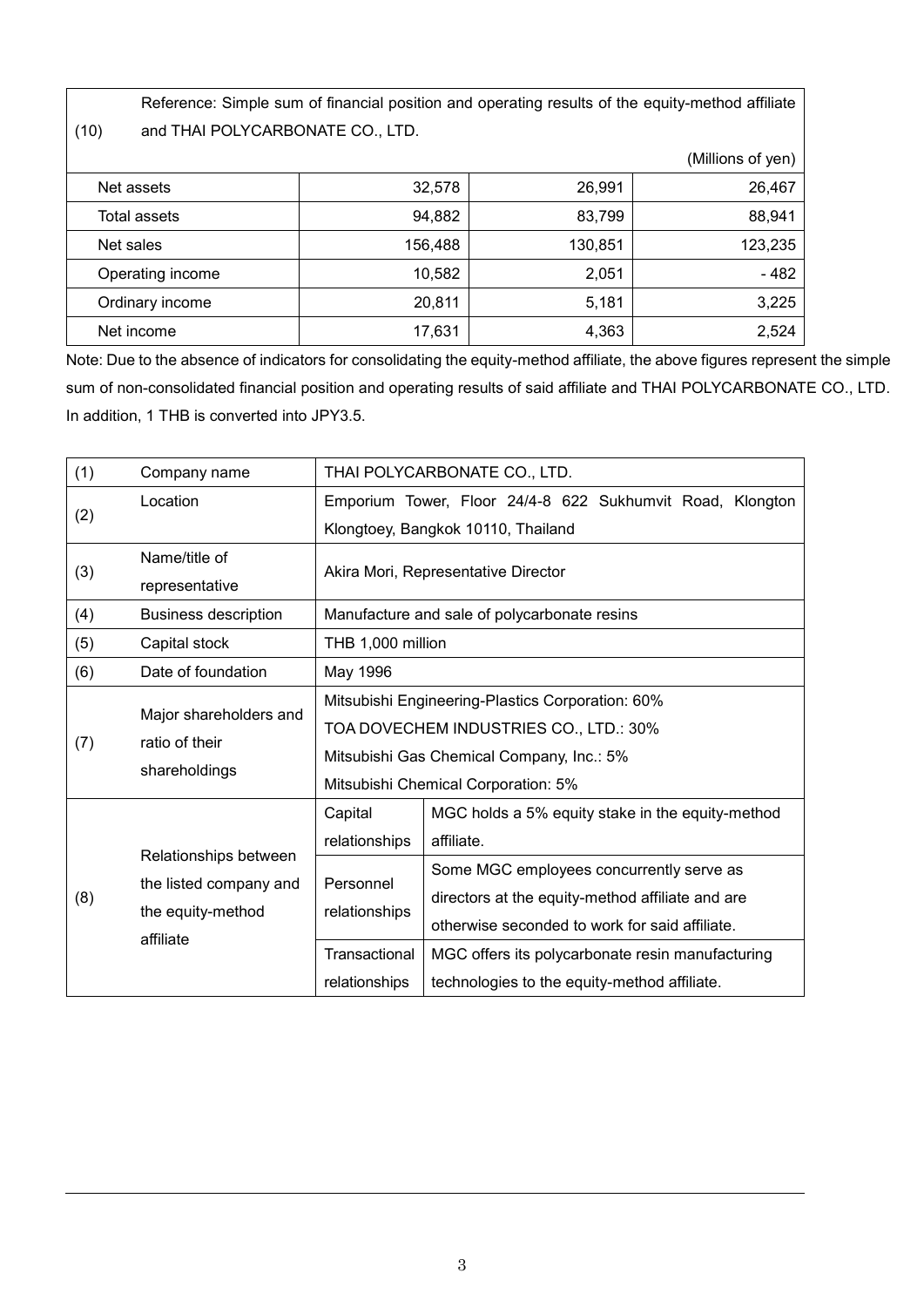| (10) | Reference: Simple sum of financial position and operating results of the equity-method affiliate and THAI POLYCARBONATE CO., LTD. | | |
|---|---|---|---|
| | | | (Millions of yen) |
| Net assets | 32,578 | 26,991 | 26,467 |
| Total assets | 94,882 | 83,799 | 88,941 |
| Net sales | 156,488 | 130,851 | 123,235 |
| Operating income | 10,582 | 2,051 | - 482 |
| Ordinary income | 20,811 | 5,181 | 3,225 |
| Net income | 17,631 | 4,363 | 2,524 |

Note: Due to the absence of indicators for consolidating the equity-method affiliate, the above figures represent the simple sum of non-consolidated financial position and operating results of said affiliate and THAI POLYCARBONATE CO., LTD. In addition, 1 THB is converted into JPY3.5.

| (1) | Company name | THAI POLYCARBONATE CO., LTD. | |
|---|---|---|---|
| (2) | Location | Emporium Tower, Floor 24/4-8 622 Sukhumvit Road, Klongton Klongtoey, Bangkok 10110, Thailand | |
| (3) | Name/title of representative | Akira Mori, Representative Director | |
| (4) | Business description | Manufacture and sale of polycarbonate resins | |
| (5) | Capital stock | THB 1,000 million | |
| (6) | Date of foundation | May 1996 | |
| (7) | Major shareholders and ratio of their shareholdings | Mitsubishi Engineering-Plastics Corporation: 60%<br>TOA DOVECHEM INDUSTRIES CO., LTD.: 30%<br>Mitsubishi Gas Chemical Company, Inc.: 5%<br>Mitsubishi Chemical Corporation: 5% | |
| (8) | Relationships between the listed company and the equity-method affiliate | Capital relationships | MGC holds a 5% equity stake in the equity-method affiliate. |
| | | Personnel relationships | Some MGC employees concurrently serve as directors at the equity-method affiliate and are otherwise seconded to work for said affiliate. |
| | | Transactional relationships | MGC offers its polycarbonate resin manufacturing technologies to the equity-method affiliate. |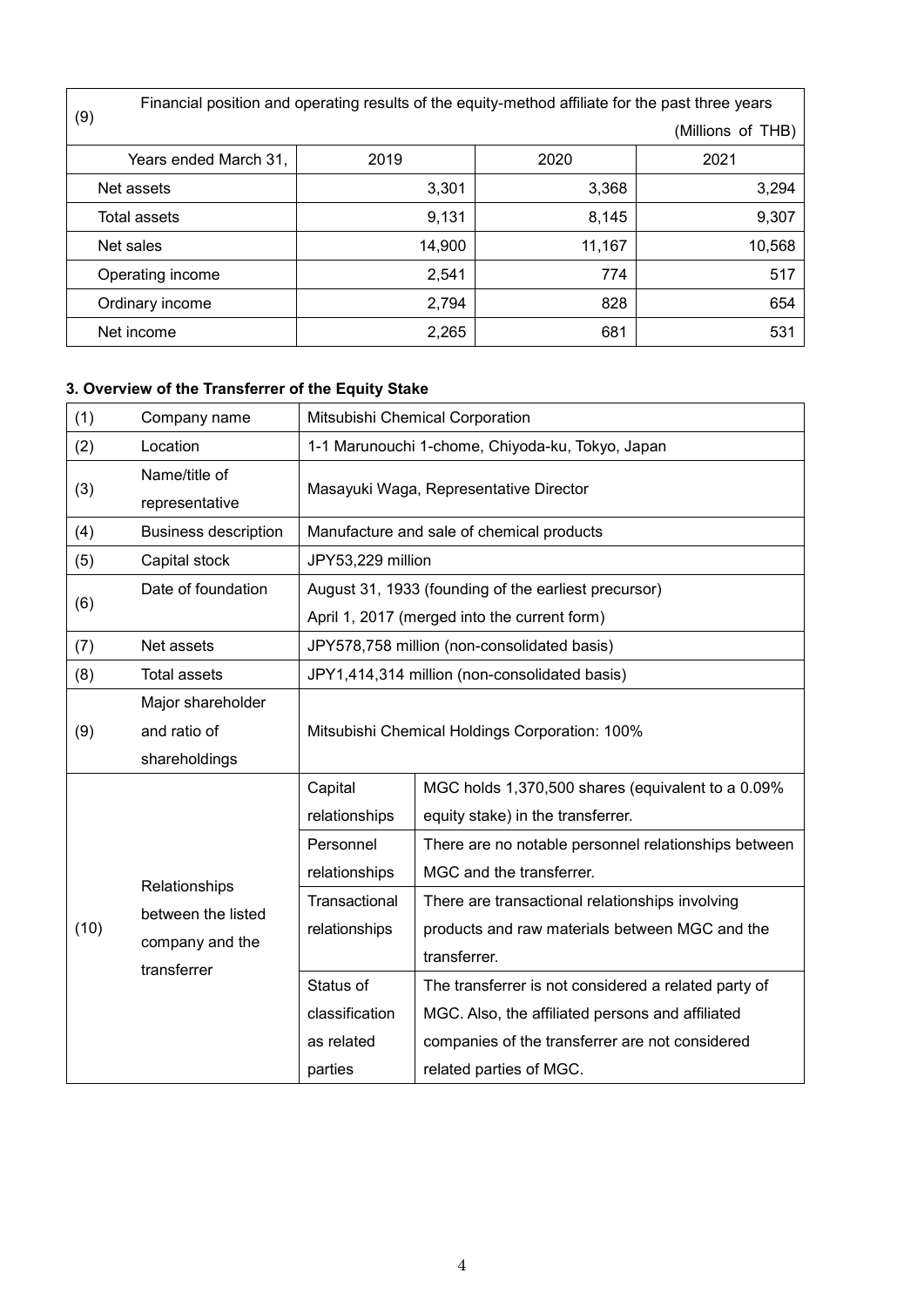| (9) | Financial position and operating results of the equity-method affiliate for the past three years (Millions of THB) | | |
|---|---|---|---|
| Years ended March 31, | 2019 | 2020 | 2021 |
| Net assets | 3,301 | 3,368 | 3,294 |
| Total assets | 9,131 | 8,145 | 9,307 |
| Net sales | 14,900 | 11,167 | 10,568 |
| Operating income | 2,541 | 774 | 517 |
| Ordinary income | 2,794 | 828 | 654 |
| Net income | 2,265 | 681 | 531 |

**3. Overview of the Transferrer of the Equity Stake**

| | | | |
|---|---|---|---|
| (1) | Company name | Mitsubishi Chemical Corporation | |
| (2) | Location | 1-1 Marunouchi 1-chome, Chiyoda-ku, Tokyo, Japan | |
| (3) | Name/title of representative | Masayuki Waga, Representative Director | |
| (4) | Business description | Manufacture and sale of chemical products | |
| (5) | Capital stock | JPY53,229 million | |
| (6) | Date of foundation | August 31, 1933 (founding of the earliest precursor)<br>April 1, 2017 (merged into the current form) | |
| (7) | Net assets | JPY578,758 million (non-consolidated basis) | |
| (8) | Total assets | JPY1,414,314 million (non-consolidated basis) | |
| (9) | Major shareholder and ratio of shareholdings | Mitsubishi Chemical Holdings Corporation: 100% | |
| (10) | Relationships between the listed company and the transferrer | Capital relationships | MGC holds 1,370,500 shares (equivalent to a 0.09% equity stake) in the transferrer. |
| | | Personnel relationships | There are no notable personnel relationships between MGC and the transferrer. |
| | | Transactional relationships | There are transactional relationships involving products and raw materials between MGC and the transferrer. |
| | | Status of classification as related parties | The transferrer is not considered a related party of MGC. Also, the affiliated persons and affiliated companies of the transferrer are not considered related parties of MGC. |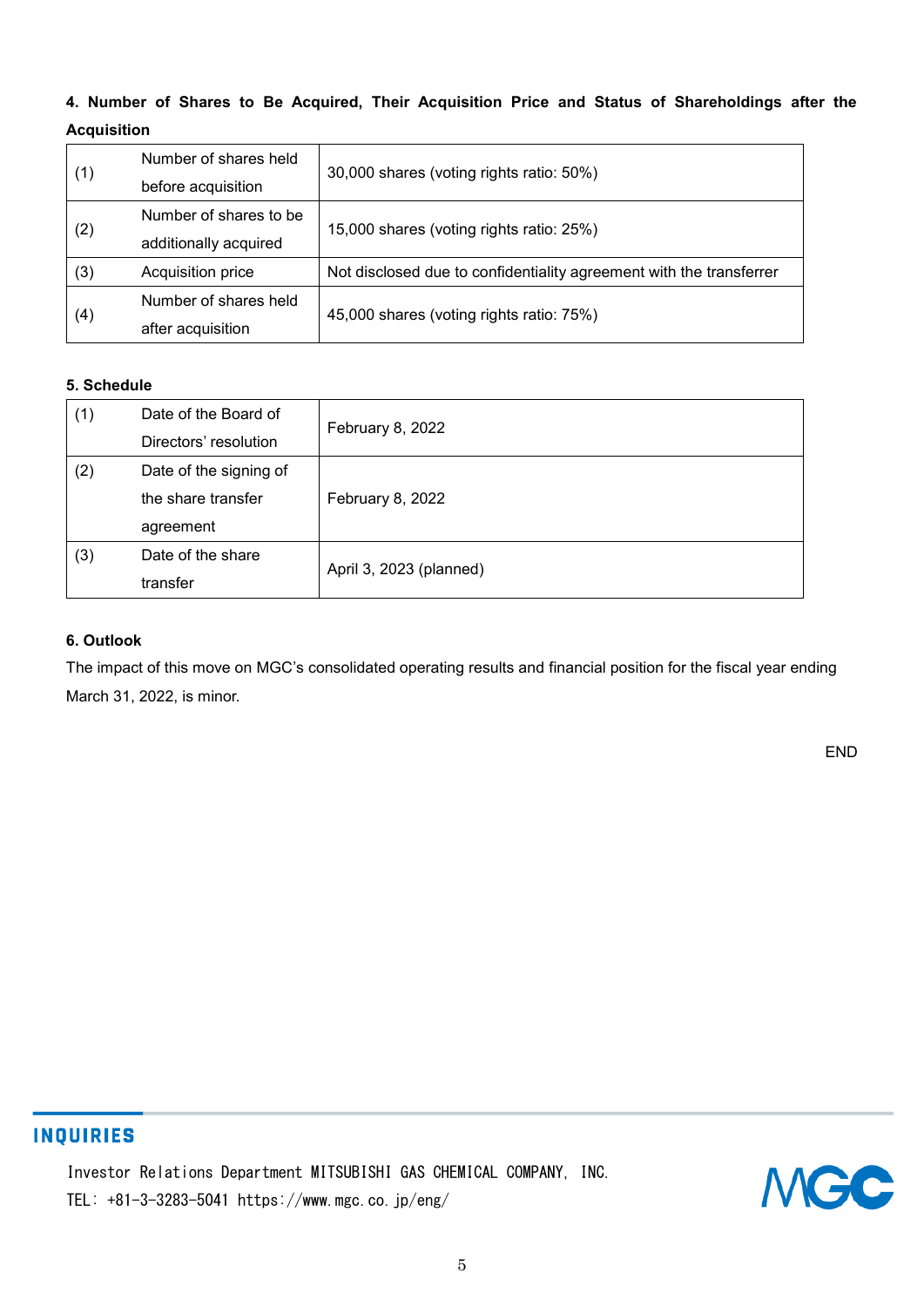**4. Number of Shares to Be Acquired, Their Acquisition Price and Status of Shareholdings after the Acquisition**

| | | |
|---|---|---|
| (1) | Number of shares held before acquisition | 30,000 shares (voting rights ratio: 50%) |
| (2) | Number of shares to be additionally acquired | 15,000 shares (voting rights ratio: 25%) |
| (3) | Acquisition price | Not disclosed due to confidentiality agreement with the transferrer |
| (4) | Number of shares held after acquisition | 45,000 shares (voting rights ratio: 75%) |

**5. Schedule**

| | | |
|---|---|---|
| (1) | Date of the Board of Directors' resolution | February 8, 2022 |
| (2) | Date of the signing of the share transfer agreement | February 8, 2022 |
| (3) | Date of the share transfer | April 3, 2023 (planned) |

**6. Outlook**

The impact of this move on MGC's consolidated operating results and financial position for the fiscal year ending March 31, 2022, is minor.

END

**INQUIRIES**

Investor Relations Department MITSUBISHI GAS CHEMICAL COMPANY, INC.
TEL: +81-3-3283-5041 https://www.mgc.co.jp/eng/